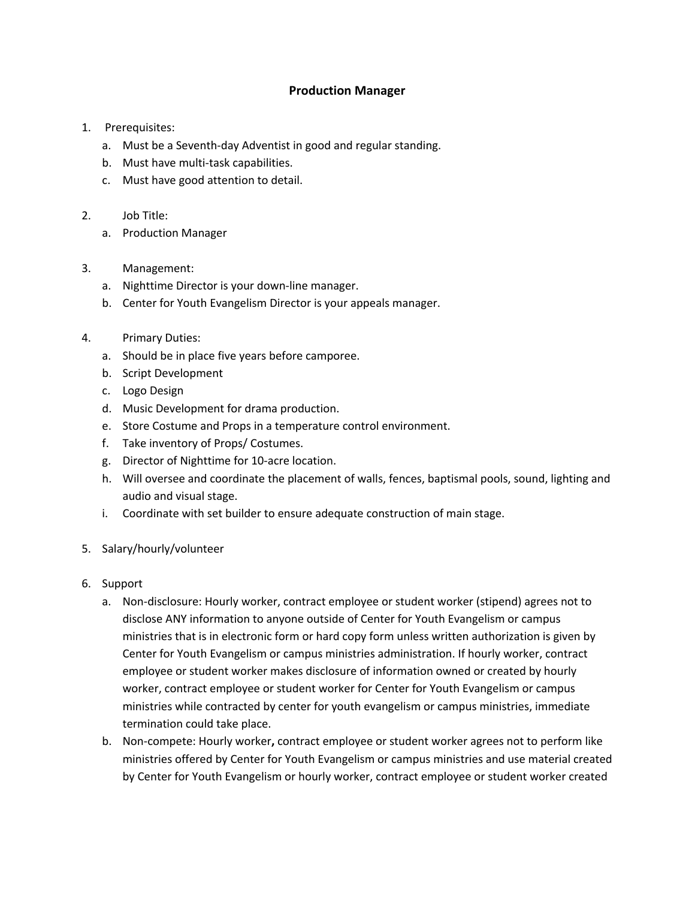## Production Manager

1. Prerequisites:
   a. Must be a Seventh-day Adventist in good and regular standing.
   b. Must have multi-task capabilities.
   c. Must have good attention to detail.

2. Job Title:
   a. Production Manager

3. Management:
   a. Nighttime Director is your down-line manager.
   b. Center for Youth Evangelism Director is your appeals manager.

4. Primary Duties:
   a. Should be in place five years before camporee.
   b. Script Development
   c. Logo Design
   d. Music Development for drama production.
   e. Store Costume and Props in a temperature control environment.
   f. Take inventory of Props/ Costumes.
   g. Director of Nighttime for 10-acre location.
   h. Will oversee and coordinate the placement of walls, fences, baptismal pools, sound, lighting and audio and visual stage.
   i. Coordinate with set builder to ensure adequate construction of main stage.

5. Salary/hourly/volunteer

6. Support
   a. Non-disclosure: Hourly worker, contract employee or student worker (stipend) agrees not to disclose ANY information to anyone outside of Center for Youth Evangelism or campus ministries that is in electronic form or hard copy form unless written authorization is given by Center for Youth Evangelism or campus ministries administration. If hourly worker, contract employee or student worker makes disclosure of information owned or created by hourly worker, contract employee or student worker for Center for Youth Evangelism or campus ministries while contracted by center for youth evangelism or campus ministries, immediate termination could take place.
   b. Non-compete: Hourly worker**,** contract employee or student worker agrees not to perform like ministries offered by Center for Youth Evangelism or campus ministries and use material created by Center for Youth Evangelism or hourly worker, contract employee or student worker created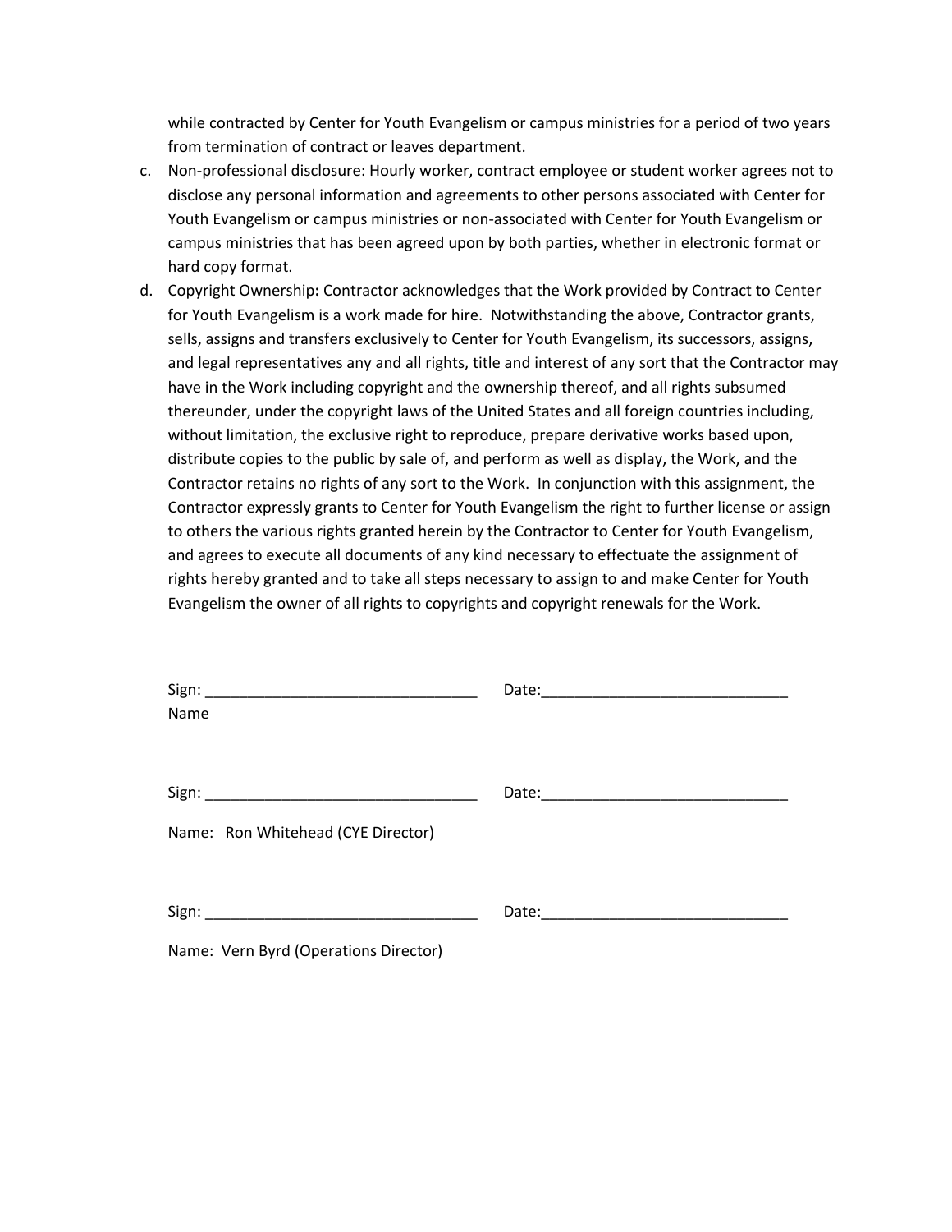while contracted by Center for Youth Evangelism or campus ministries for a period of two years from termination of contract or leaves department.

c. Non-professional disclosure: Hourly worker, contract employee or student worker agrees not to disclose any personal information and agreements to other persons associated with Center for Youth Evangelism or campus ministries or non-associated with Center for Youth Evangelism or campus ministries that has been agreed upon by both parties, whether in electronic format or hard copy format.

d. Copyright Ownership**:** Contractor acknowledges that the Work provided by Contract to Center for Youth Evangelism is a work made for hire. Notwithstanding the above, Contractor grants, sells, assigns and transfers exclusively to Center for Youth Evangelism, its successors, assigns, and legal representatives any and all rights, title and interest of any sort that the Contractor may have in the Work including copyright and the ownership thereof, and all rights subsumed thereunder, under the copyright laws of the United States and all foreign countries including, without limitation, the exclusive right to reproduce, prepare derivative works based upon, distribute copies to the public by sale of, and perform as well as display, the Work, and the Contractor retains no rights of any sort to the Work. In conjunction with this assignment, the Contractor expressly grants to Center for Youth Evangelism the right to further license or assign to others the various rights granted herein by the Contractor to Center for Youth Evangelism, and agrees to execute all documents of any kind necessary to effectuate the assignment of rights hereby granted and to take all steps necessary to assign to and make Center for Youth Evangelism the owner of all rights to copyrights and copyright renewals for the Work.

Sign: ________________________________ Date:_____________________________

Name

Sign: ________________________________ Date:_____________________________

Name: Ron Whitehead (CYE Director)

Sign: ________________________________ Date:_____________________________

Name: Vern Byrd (Operations Director)